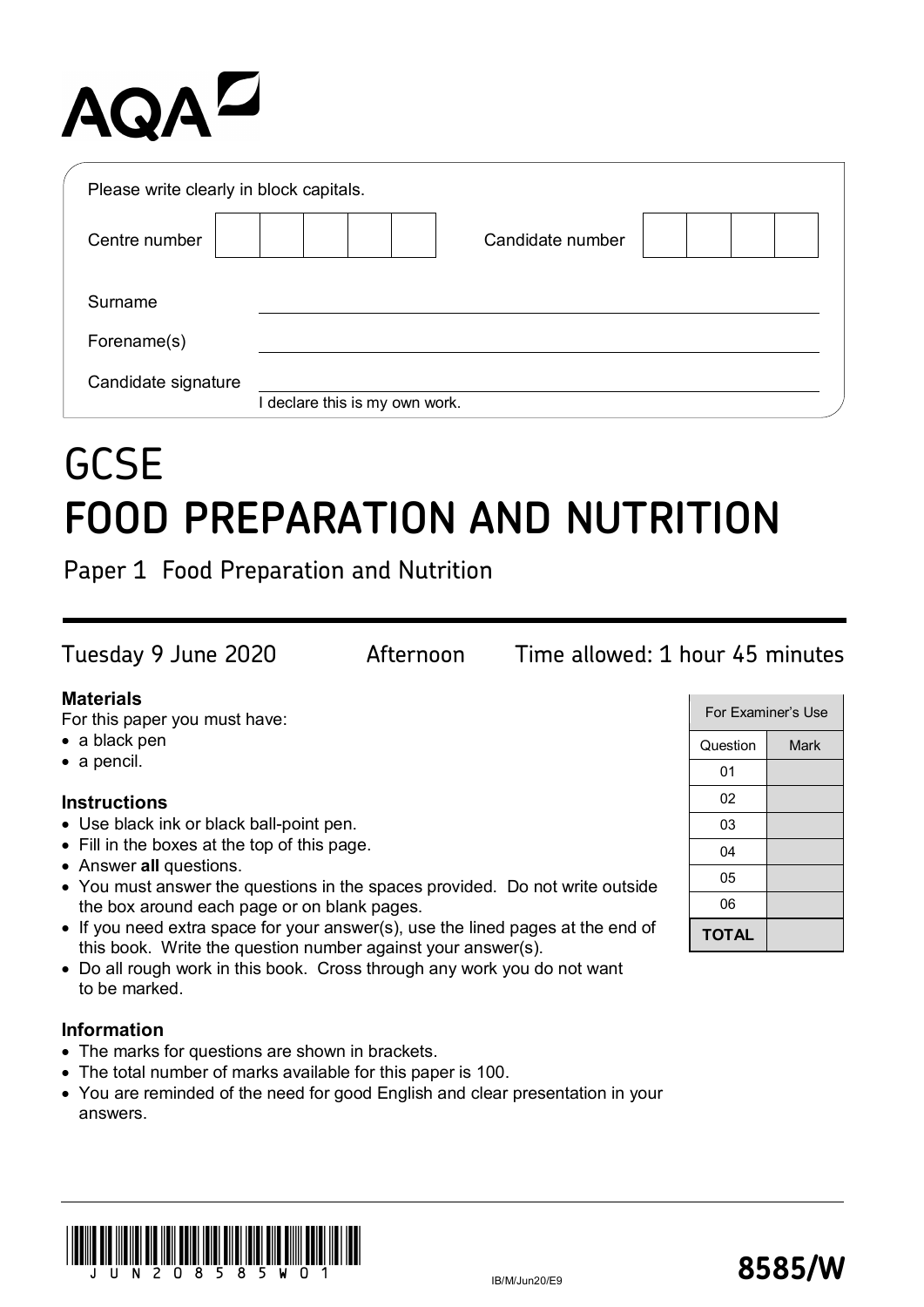AQA

Please write clearly in block capitals.

| Centre number | | Candidate number | |
|---|---|---|---|

Surname \_\_\_\_\_\_\_\_\_\_\_\_\_\_\_\_\_\_\_\_

Forename(s) \_\_\_\_\_\_\_\_\_\_\_\_\_\_\_\_\_\_\_\_

Candidate signature \_\_\_\_\_\_\_\_\_\_\_\_\_\_\_\_\_\_\_\_
I declare this is my own work.

# GCSE
# FOOD PREPARATION AND NUTRITION

## Paper 1 Food Preparation and Nutrition

Tuesday 9 June 2020 Afternoon Time allowed: 1 hour 45 minutes

**Materials**

For this paper you must have:
- a black pen
- a pencil.

**Instructions**
- Use black ink or black ball-point pen.
- Fill in the boxes at the top of this page.
- Answer **all** questions.
- You must answer the questions in the spaces provided. Do not write outside the box around each page or on blank pages.
- If you need extra space for your answer(s), use the lined pages at the end of this book. Write the question number against your answer(s).
- Do all rough work in this book. Cross through any work you do not want to be marked.

**Information**
- The marks for questions are shown in brackets.
- The total number of marks available for this paper is 100.
- You are reminded of the need for good English and clear presentation in your answers.

| For Examiner's Use | |
|---|---|
| Question | Mark |
| 01 | |
| 02 | |
| 03 | |
| 04 | |
| 05 | |
| 06 | |
| **TOTAL** | |

IB/M/Jun20/E9

**8585/W**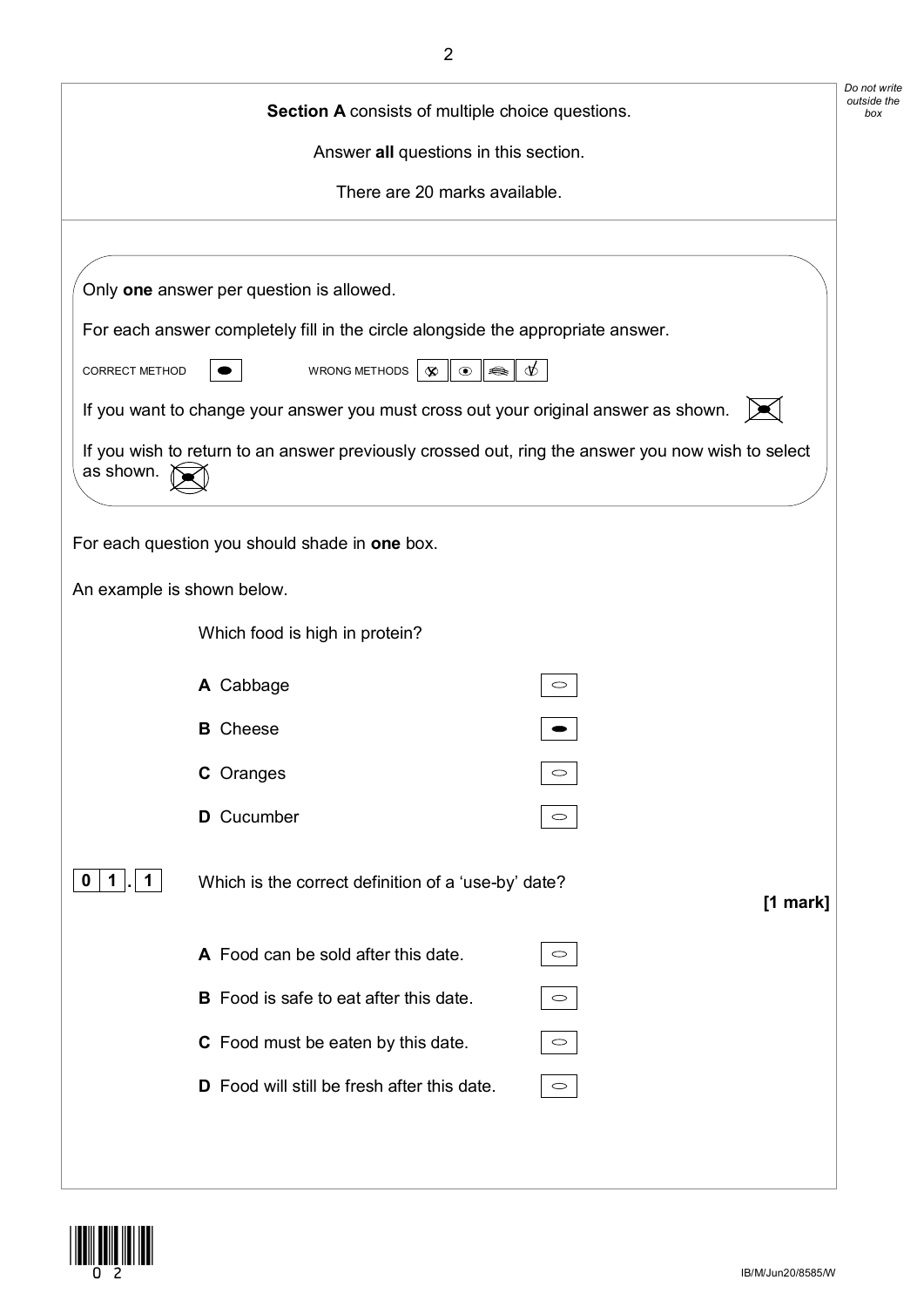**Section A** consists of multiple choice questions.

Answer **all** questions in this section.

There are 20 marks available.

Only **one** answer per question is allowed.

For each answer completely fill in the circle alongside the appropriate answer.

CORRECT METHOD ⬬ WRONG METHODS

If you want to change your answer you must cross out your original answer as shown.

If you wish to return to an answer previously crossed out, ring the answer you now wish to select as shown.

For each question you should shade in **one** box.

An example is shown below.

Which food is high in protein?

- **A** Cabbage ○
- **B** Cheese ⬬
- **C** Oranges ○
- **D** Cucumber ○

**0 1 . 1** Which is the correct definition of a 'use-by' date? **[1 mark]**

- **A** Food can be sold after this date. ○
- **B** Food is safe to eat after this date. ○
- **C** Food must be eaten by this date. ○
- **D** Food will still be fresh after this date. ○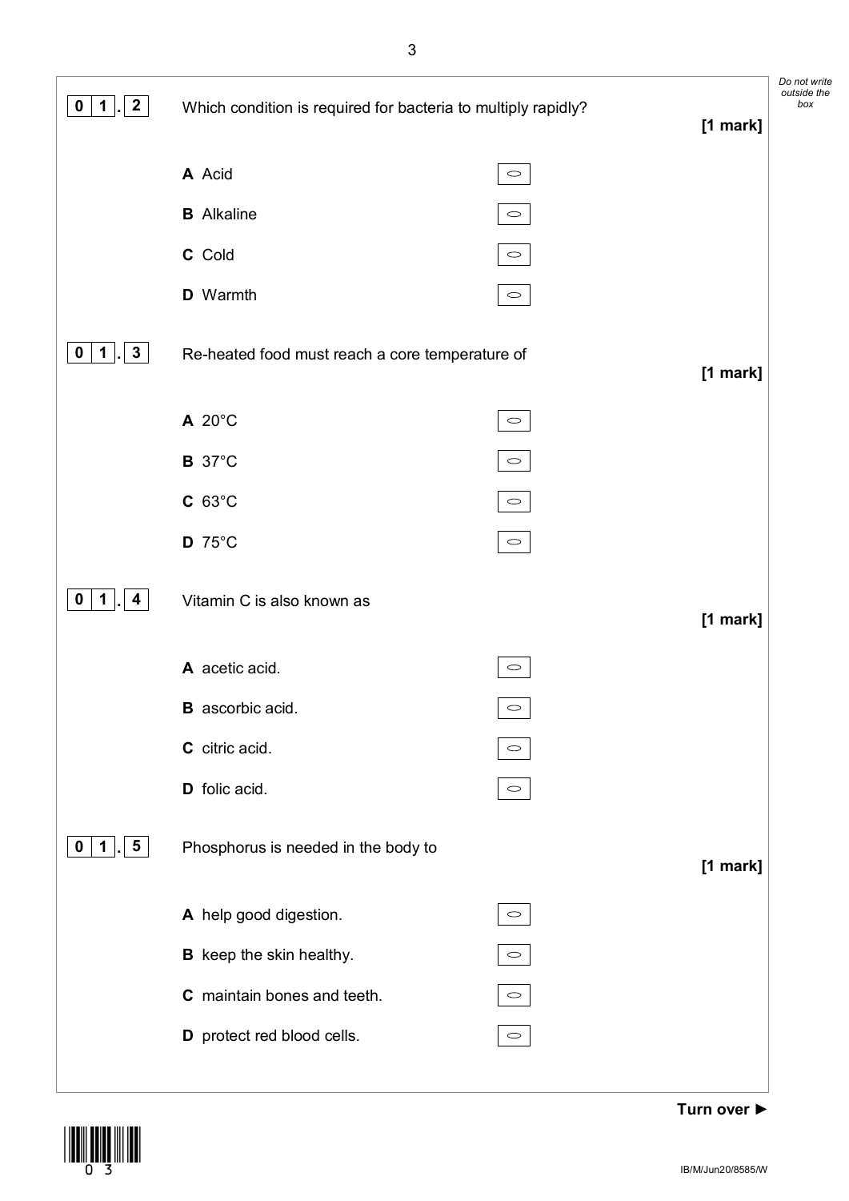**0 1 . 2** Which condition is required for bacteria to multiply rapidly?

**[1 mark]**

**A** Acid

**B** Alkaline

**C** Cold

**D** Warmth

**0 1 . 3** Re-heated food must reach a core temperature of

**[1 mark]**

**A** 20°C

**B** 37°C

**C** 63°C

**D** 75°C

**0 1 . 4** Vitamin C is also known as

**[1 mark]**

**A** acetic acid.

**B** ascorbic acid.

**C** citric acid.

**D** folic acid.

**0 1 . 5** Phosphorus is needed in the body to

**[1 mark]**

**A** help good digestion.

**B** keep the skin healthy.

**C** maintain bones and teeth.

**D** protect red blood cells.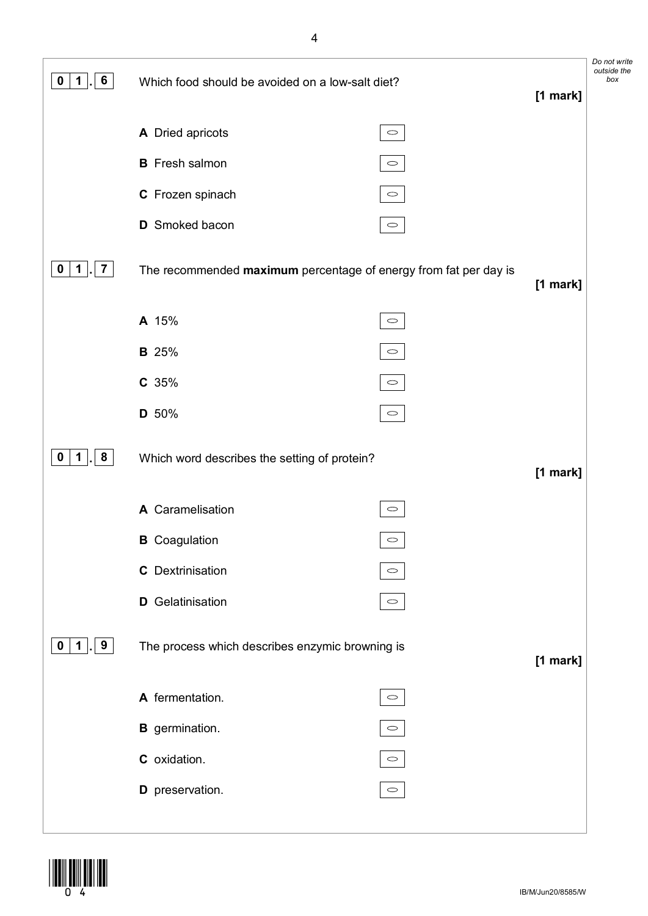**0 1 . 6** Which food should be avoided on a low-salt diet? **[1 mark]**

**A** Dried apricots ○

**B** Fresh salmon ○

**C** Frozen spinach ○

**D** Smoked bacon ○

**0 1 . 7** The recommended **maximum** percentage of energy from fat per day is **[1 mark]**

**A** 15% ○

**B** 25% ○

**C** 35% ○

**D** 50% ○

**0 1 . 8** Which word describes the setting of protein? **[1 mark]**

**A** Caramelisation ○

**B** Coagulation ○

**C** Dextrinisation ○

**D** Gelatinisation ○

**0 1 . 9** The process which describes enzymic browning is **[1 mark]**

**A** fermentation. ○

**B** germination. ○

**C** oxidation. ○

**D** preservation. ○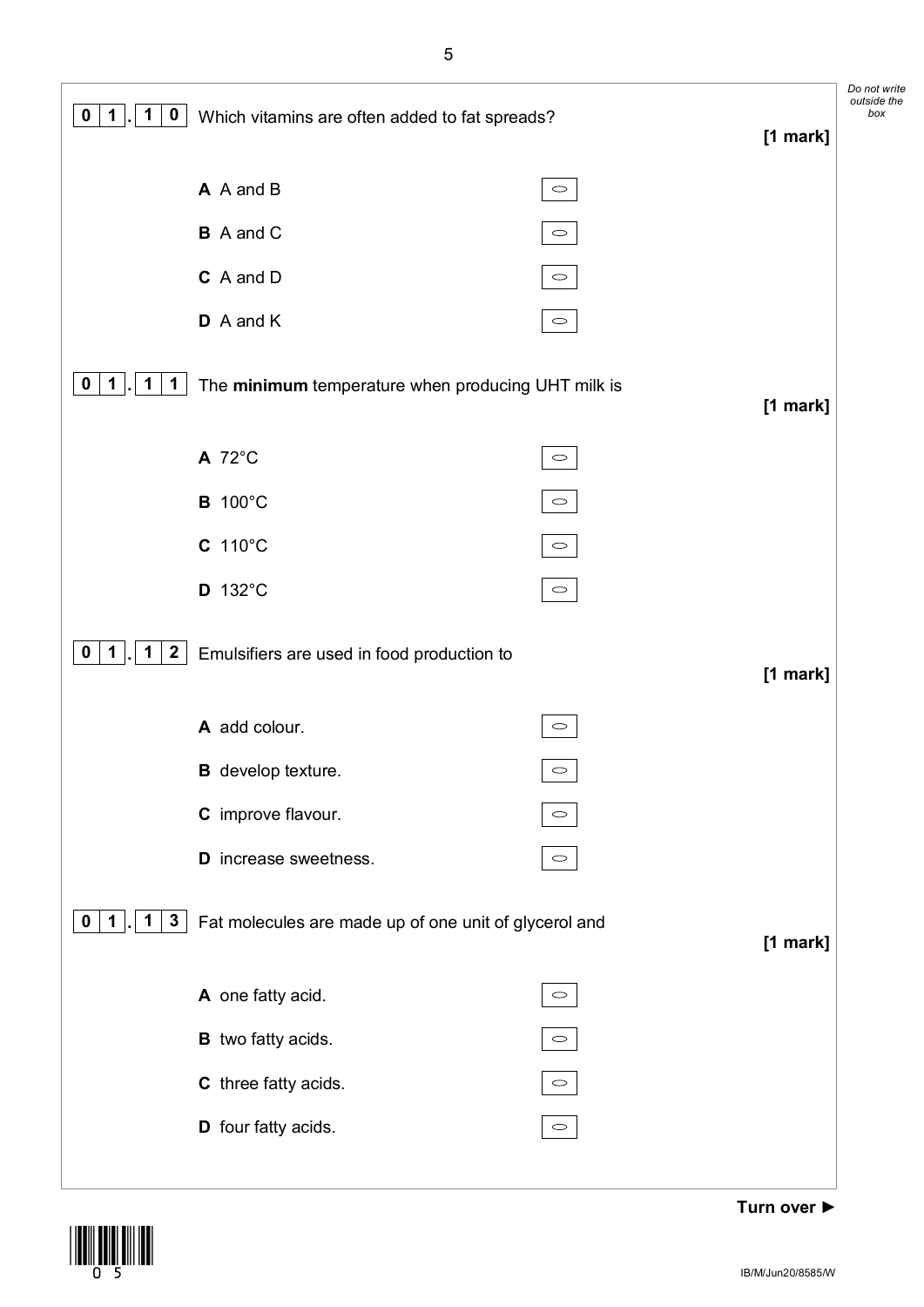**0 1 . 1 0** Which vitamins are often added to fat spreads? **[1 mark]**

- **A** A and B
- **B** A and C
- **C** A and D
- **D** A and K

**0 1 . 1 1** The **minimum** temperature when producing UHT milk is **[1 mark]**

- **A** 72°C
- **B** 100°C
- **C** 110°C
- **D** 132°C

**0 1 . 1 2** Emulsifiers are used in food production to **[1 mark]**

- **A** add colour.
- **B** develop texture.
- **C** improve flavour.
- **D** increase sweetness.

**0 1 . 1 3** Fat molecules are made up of one unit of glycerol and **[1 mark]**

- **A** one fatty acid.
- **B** two fatty acids.
- **C** three fatty acids.
- **D** four fatty acids.

**Turn over ►**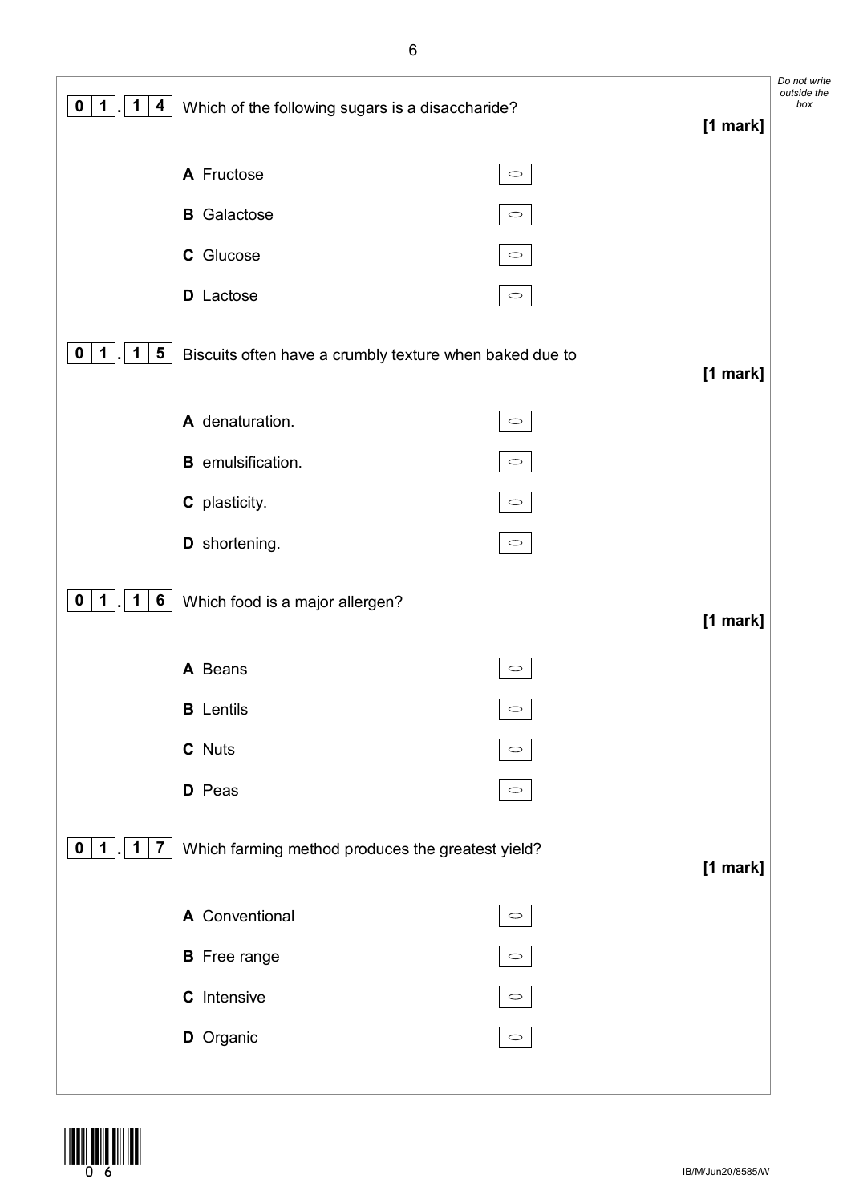**0 1 . 1 4** Which of the following sugars is a disaccharide?

**[1 mark]**

**A** Fructose

**B** Galactose

**C** Glucose

**D** Lactose

**0 1 . 1 5** Biscuits often have a crumbly texture when baked due to

**[1 mark]**

**A** denaturation.

**B** emulsification.

**C** plasticity.

**D** shortening.

**0 1 . 1 6** Which food is a major allergen?

**[1 mark]**

**A** Beans

**B** Lentils

**C** Nuts

**D** Peas

**0 1 . 1 7** Which farming method produces the greatest yield?

**[1 mark]**

**A** Conventional

**B** Free range

**C** Intensive

**D** Organic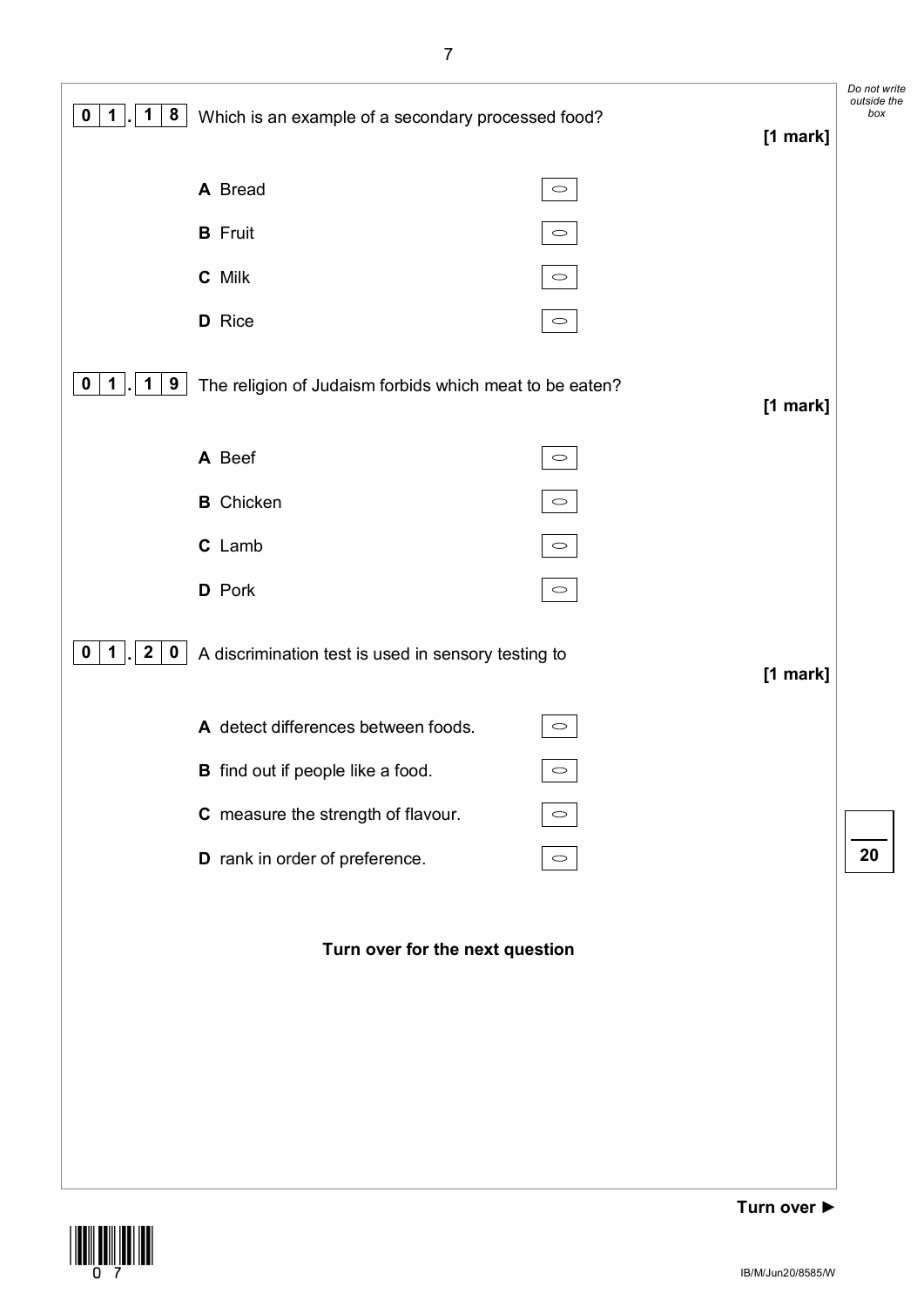**0 1 . 1 8** Which is an example of a secondary processed food?

**[1 mark]**

**A** Bread ○

**B** Fruit ○

**C** Milk ○

**D** Rice ○

**0 1 . 1 9** The religion of Judaism forbids which meat to be eaten?

**[1 mark]**

**A** Beef ○

**B** Chicken ○

**C** Lamb ○

**D** Pork ○

**0 1 . 2 0** A discrimination test is used in sensory testing to

**[1 mark]**

**A** detect differences between foods. ○

**B** find out if people like a food. ○

**C** measure the strength of flavour. ○

**D** rank in order of preference. ○

**Turn over for the next question**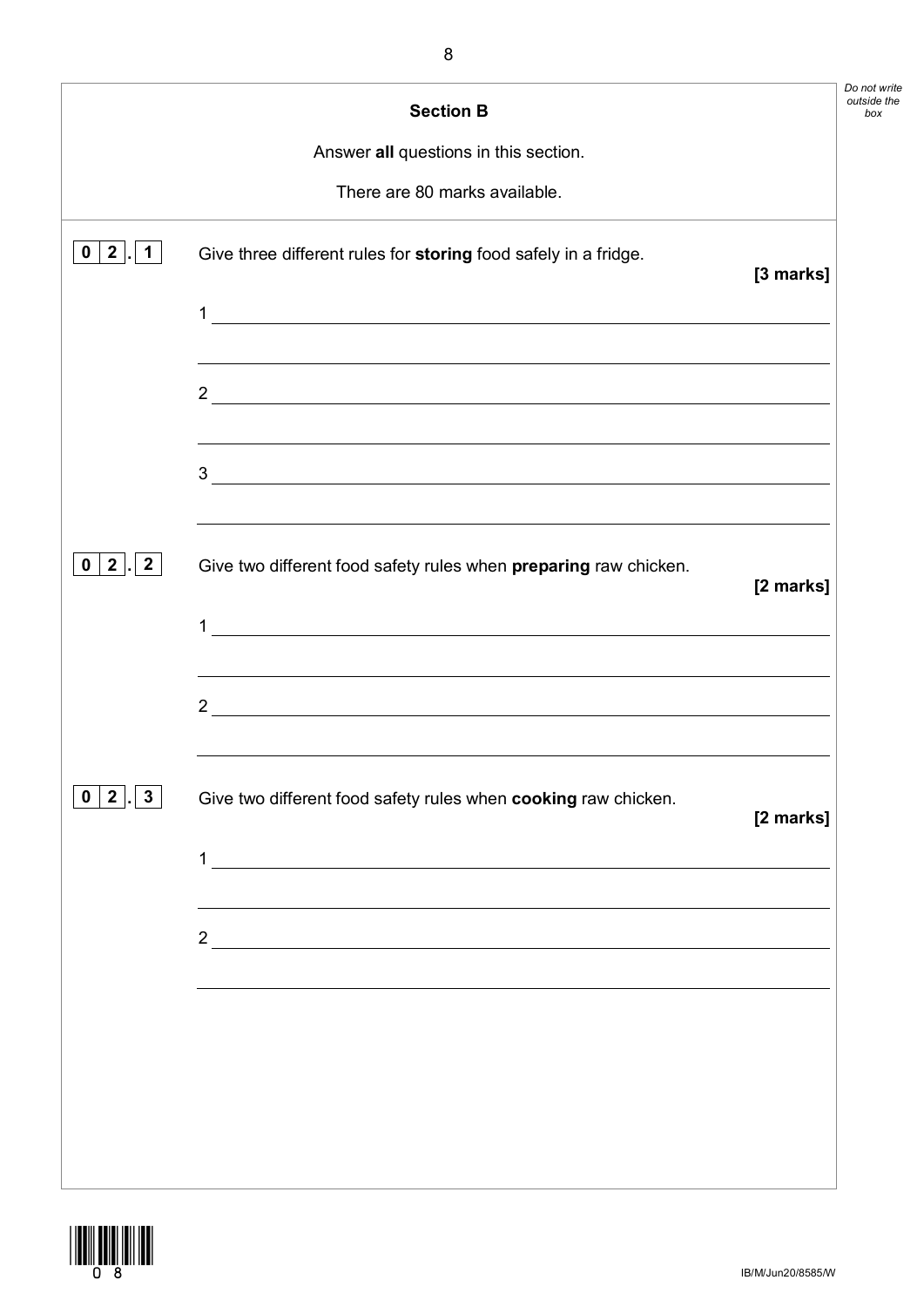## Section B

Answer **all** questions in this section.

There are 80 marks available.

**0 2 . 1** Give three different rules for **storing** food safely in a fridge.

**[3 marks]**

1 ____________________________________________

____________________________________________

2 ____________________________________________

____________________________________________

3 ____________________________________________

____________________________________________

**0 2 . 2** Give two different food safety rules when **preparing** raw chicken.

**[2 marks]**

1 ____________________________________________

____________________________________________

2 ____________________________________________

____________________________________________

**0 2 . 3** Give two different food safety rules when **cooking** raw chicken.

**[2 marks]**

1 ____________________________________________

____________________________________________

2 ____________________________________________

____________________________________________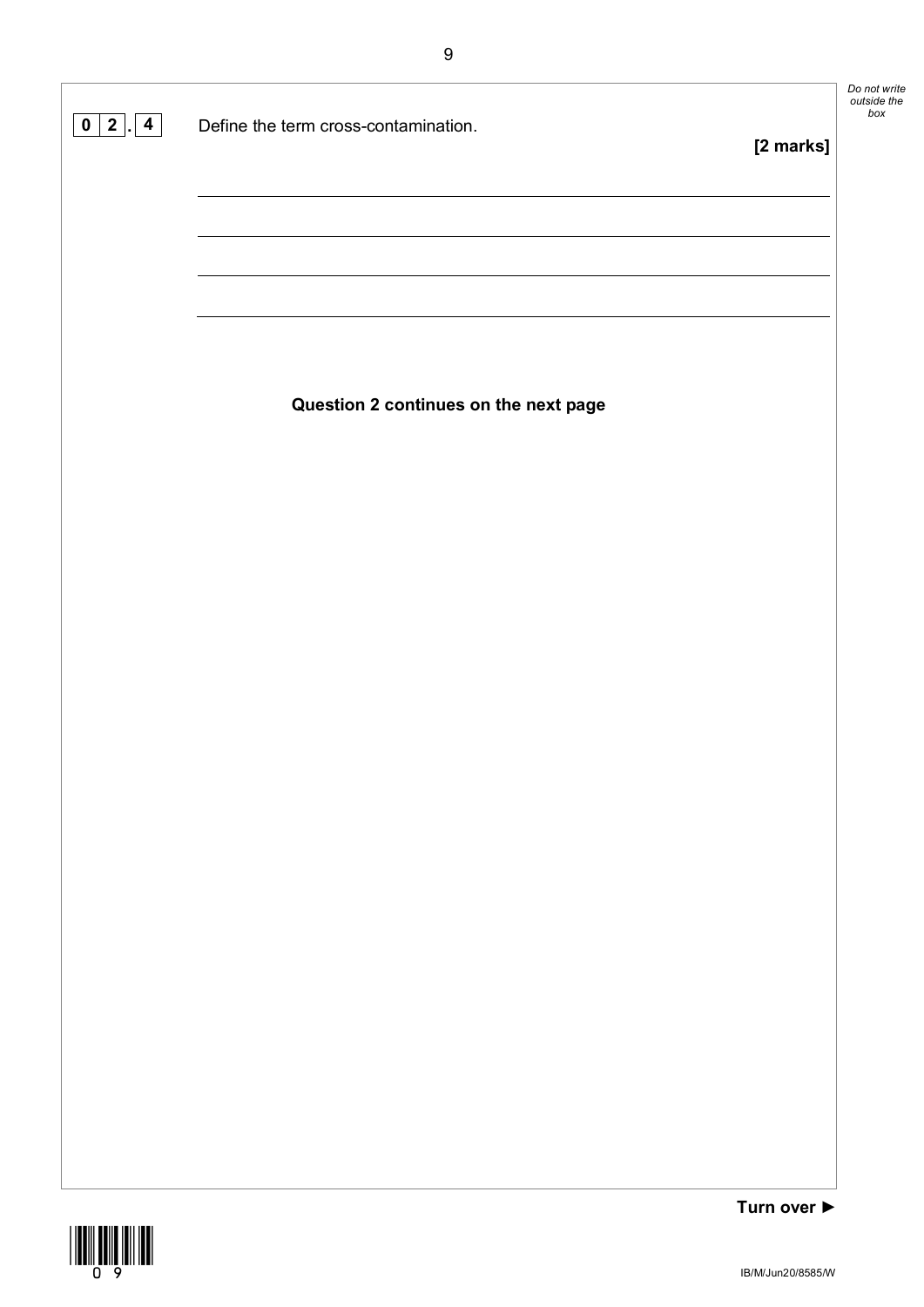**0 2 . 4** Define the term cross-contamination.

**[2 marks]**

______________________________________________________________________

______________________________________________________________________

______________________________________________________________________

______________________________________________________________________

**Question 2 continues on the next page**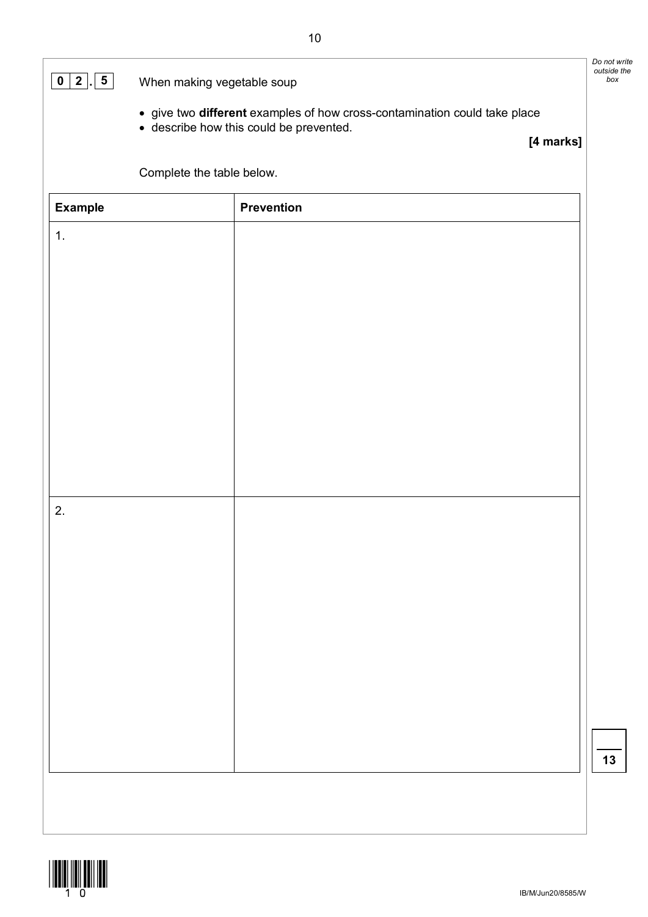**0 2 . 5** When making vegetable soup

- give two **different** examples of how cross-contamination could take place
- describe how this could be prevented.

**[4 marks]**

Complete the table below.

| Example | Prevention |
|---|---|
| 1. | |
| 2. | |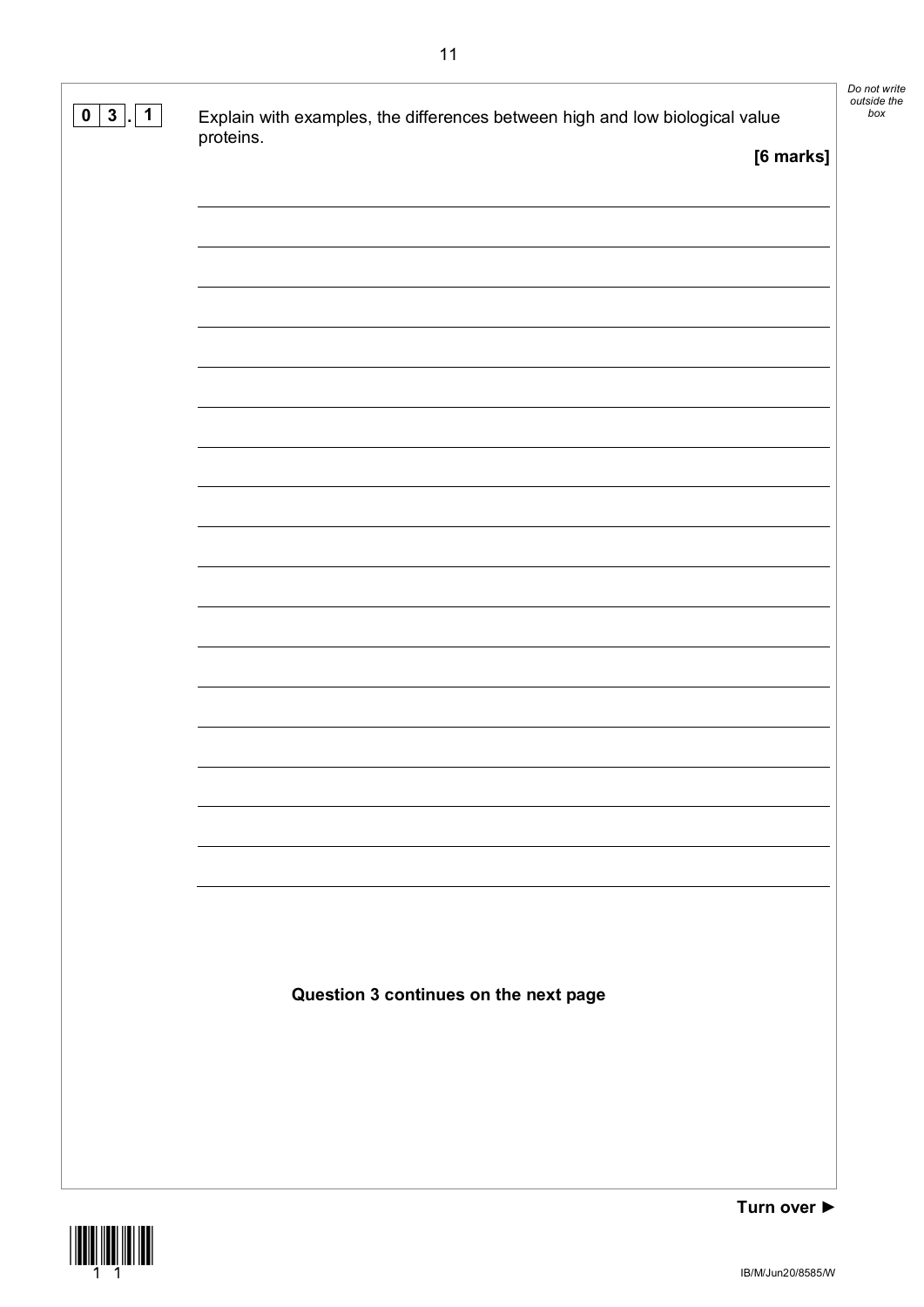**0 3 . 1** Explain with examples, the differences between high and low biological value proteins.

**[6 marks]**

**Question 3 continues on the next page**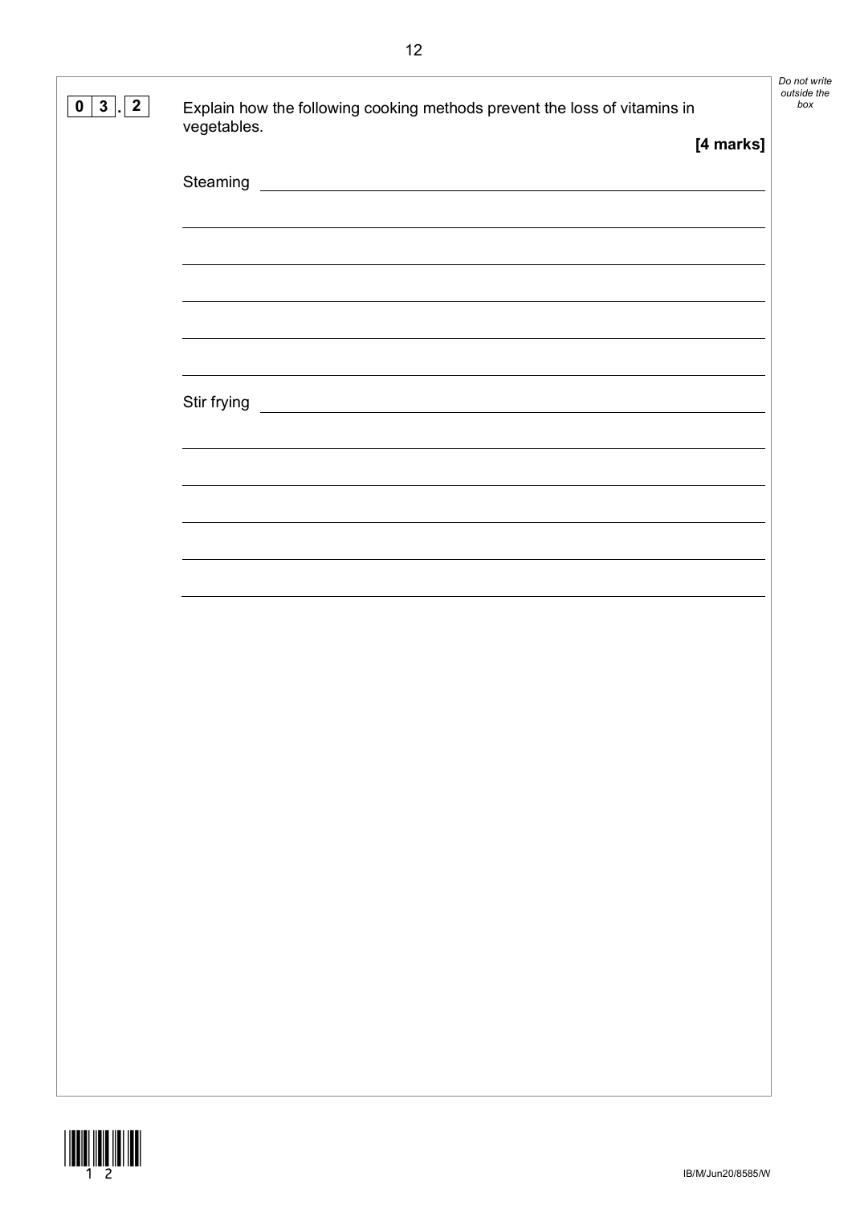**0 3 . 2** Explain how the following cooking methods prevent the loss of vitamins in vegetables.

**[4 marks]**

Steaming ____________________________________________

____________________________________________

____________________________________________

____________________________________________

____________________________________________

____________________________________________

Stir frying ____________________________________________

____________________________________________

____________________________________________

____________________________________________

____________________________________________

____________________________________________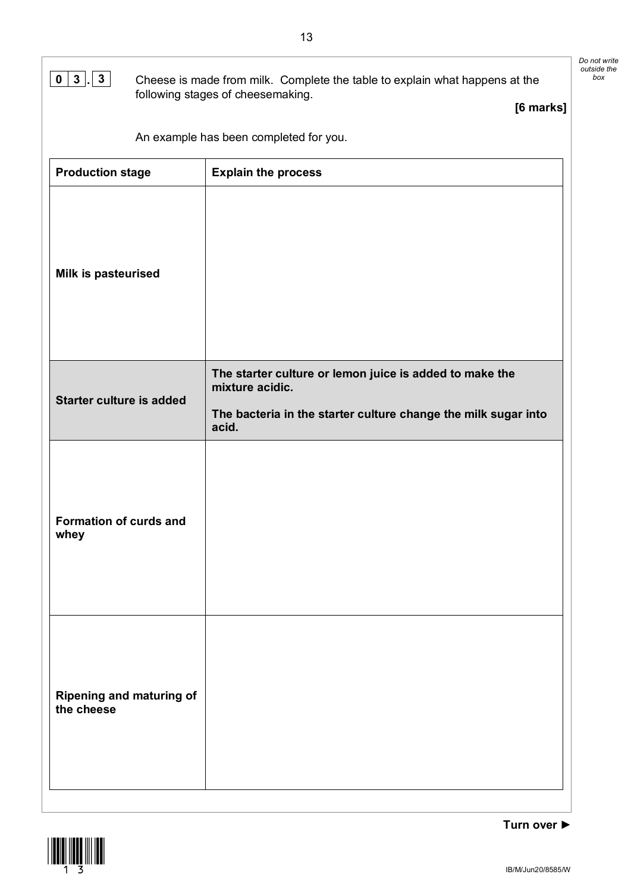**0 3 . 3** Cheese is made from milk. Complete the table to explain what happens at the following stages of cheesemaking.

**[6 marks]**

An example has been completed for you.

| **Production stage** | **Explain the process** |
| --- | --- |
| **Milk is pasteurised** | |
| **Starter culture is added** | **The starter culture or lemon juice is added to make the mixture acidic.** **The bacteria in the starter culture change the milk sugar into acid.** |
| **Formation of curds and whey** | |
| **Ripening and maturing of the cheese** | |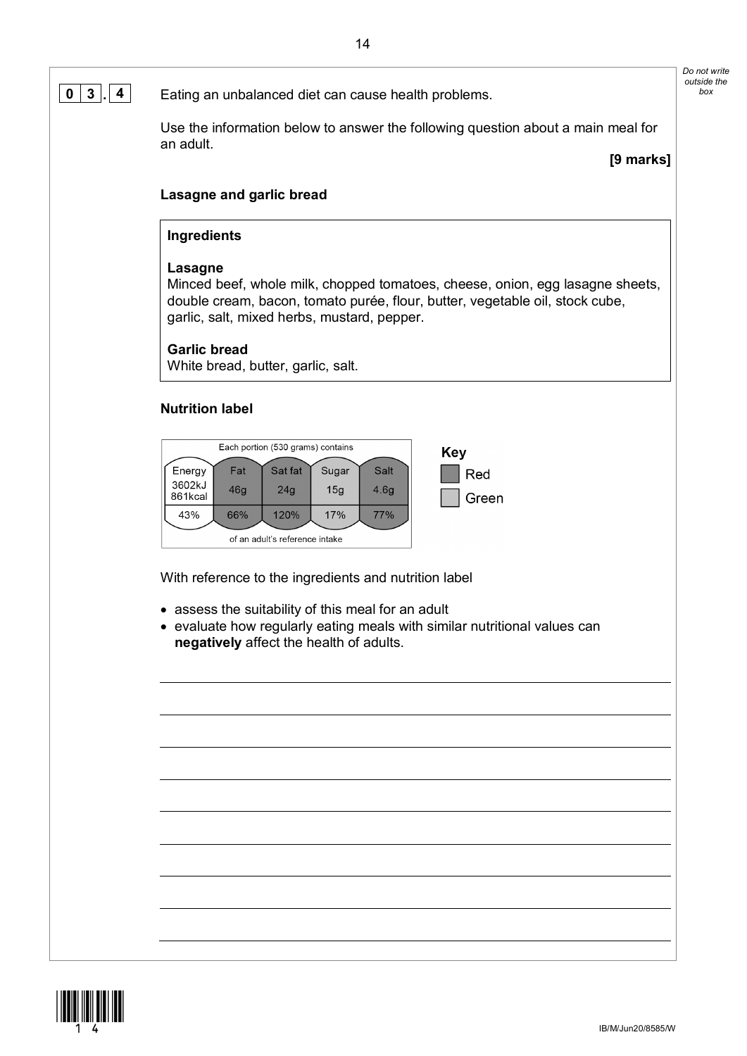**0 3 . 4** Eating an unbalanced diet can cause health problems.

Use the information below to answer the following question about a main meal for an adult.

**[9 marks]**

**Lasagne and garlic bread**

**Ingredients**

**Lasagne**
Minced beef, whole milk, chopped tomatoes, cheese, onion, egg lasagne sheets, double cream, bacon, tomato purée, flour, butter, vegetable oil, stock cube, garlic, salt, mixed herbs, mustard, pepper.

**Garlic bread**
White bread, butter, garlic, salt.

**Nutrition label**

Each portion (530 grams) contains

| Energy | Fat | Sat fat | Sugar | Salt |
|---|---|---|---|---|
| 3602kJ 861kcal | 46g | 24g | 15g | 4.6g |
| 43% | 66% | 120% | 17% | 77% |

of an adult's reference intake

**Key**
- Red: Fat, Sat fat, Salt
- Green: Sugar

With reference to the ingredients and nutrition label

- assess the suitability of this meal for an adult
- evaluate how regularly eating meals with similar nutritional values can **negatively** affect the health of adults.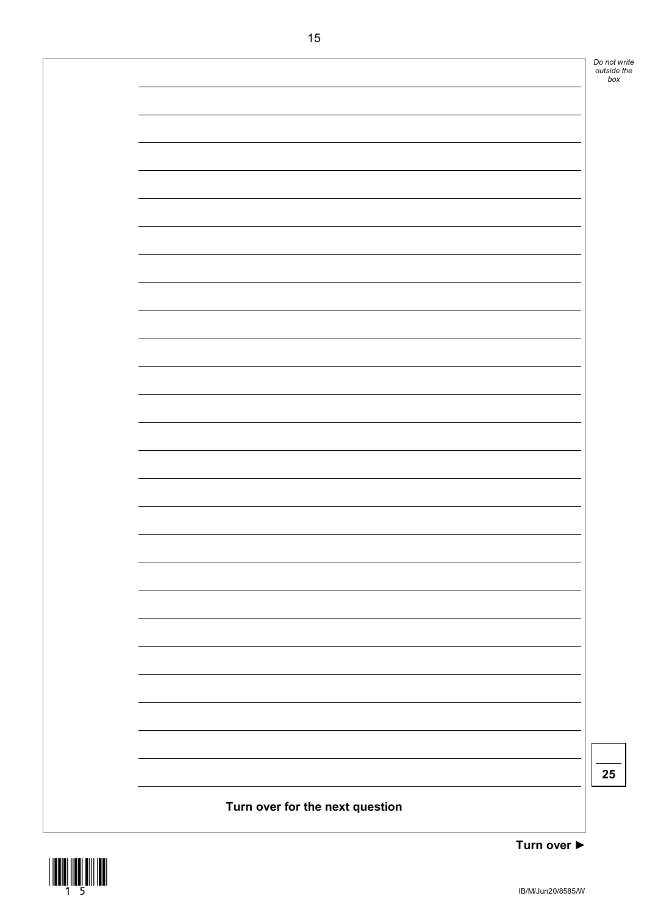**Turn over for the next question**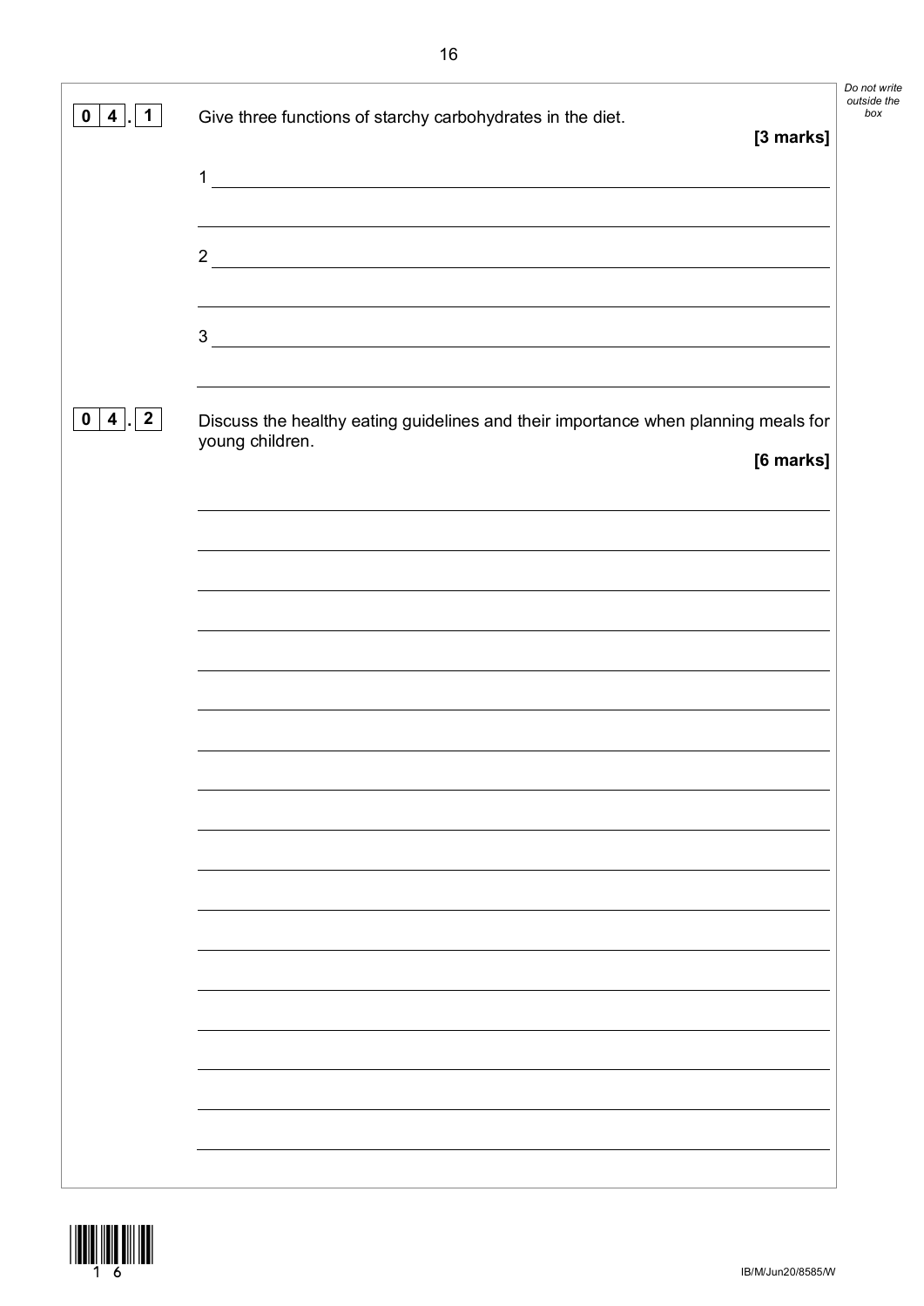**0 4 . 1** Give three functions of starchy carbohydrates in the diet.

**[3 marks]**

1 ______________________________________________

2 ______________________________________________

3 ______________________________________________

**0 4 . 2** Discuss the healthy eating guidelines and their importance when planning meals for young children.

**[6 marks]**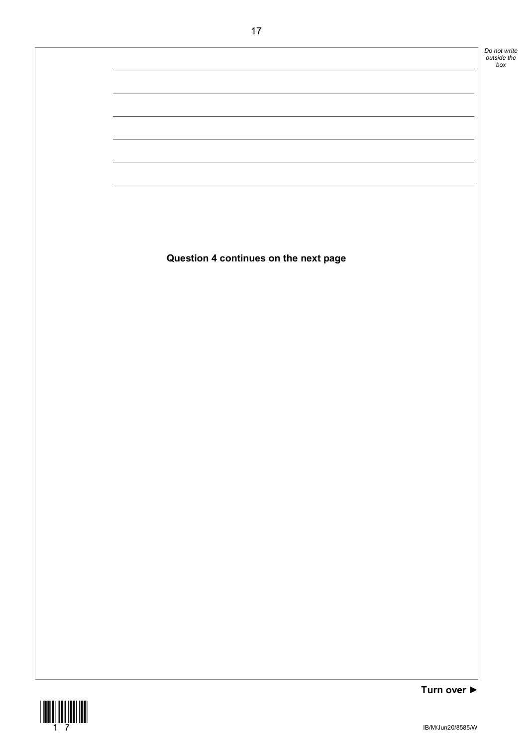**Question 4 continues on the next page**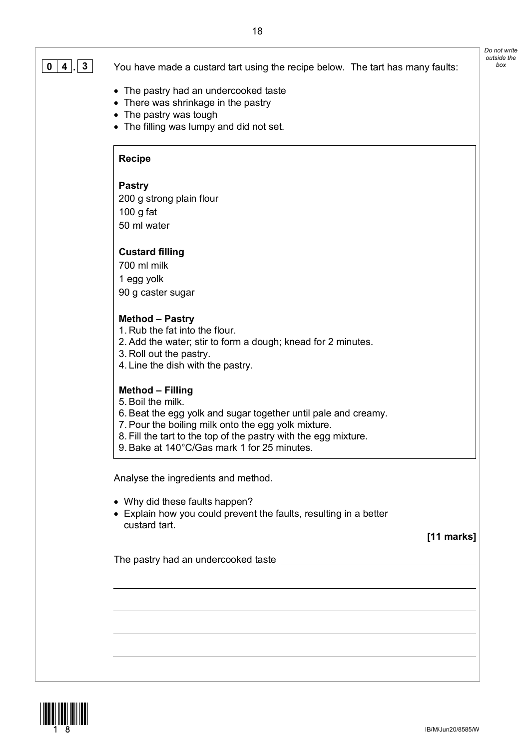**0 4 . 3** You have made a custard tart using the recipe below. The tart has many faults:

- The pastry had an undercooked taste
- There was shrinkage in the pastry
- The pastry was tough
- The filling was lumpy and did not set.

**Recipe**

**Pastry**
200 g strong plain flour
100 g fat
50 ml water

**Custard filling**
700 ml milk
1 egg yolk
90 g caster sugar

**Method – Pastry**
1. Rub the fat into the flour.
2. Add the water; stir to form a dough; knead for 2 minutes.
3. Roll out the pastry.
4. Line the dish with the pastry.

**Method – Filling**
5. Boil the milk.
6. Beat the egg yolk and sugar together until pale and creamy.
7. Pour the boiling milk onto the egg yolk mixture.
8. Fill the tart to the top of the pastry with the egg mixture.
9. Bake at 140°C/Gas mark 1 for 25 minutes.

Analyse the ingredients and method.

- Why did these faults happen?
- Explain how you could prevent the faults, resulting in a better custard tart.

**[11 marks]**

The pastry had an undercooked taste ________________________________

_______________________________________________________________

_______________________________________________________________

_______________________________________________________________

_______________________________________________________________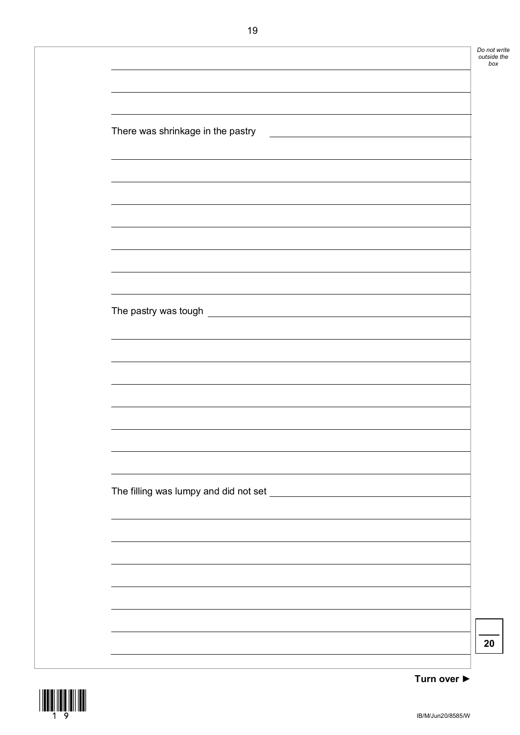There was shrinkage in the pastry

The pastry was tough

The filling was lumpy and did not set

20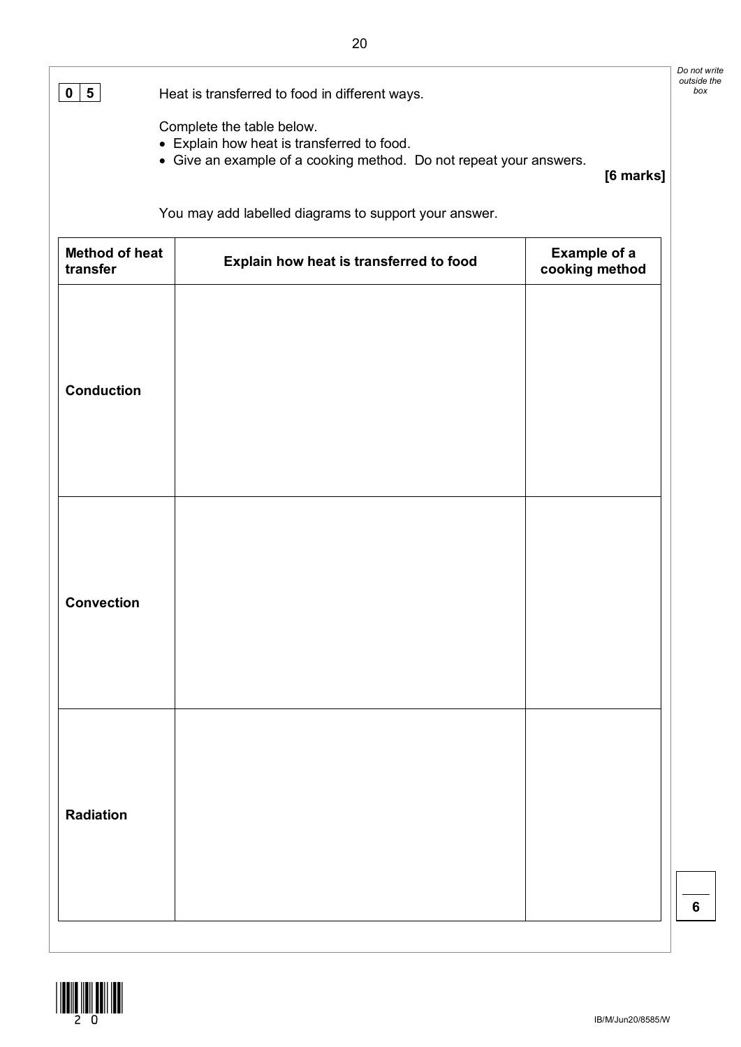**0 5** Heat is transferred to food in different ways.

Complete the table below.

- Explain how heat is transferred to food.
- Give an example of a cooking method. Do not repeat your answers.

**[6 marks]**

You may add labelled diagrams to support your answer.

| Method of heat transfer | Explain how heat is transferred to food | Example of a cooking method |
|---|---|---|
| **Conduction** | | |
| **Convection** | | |
| **Radiation** | | |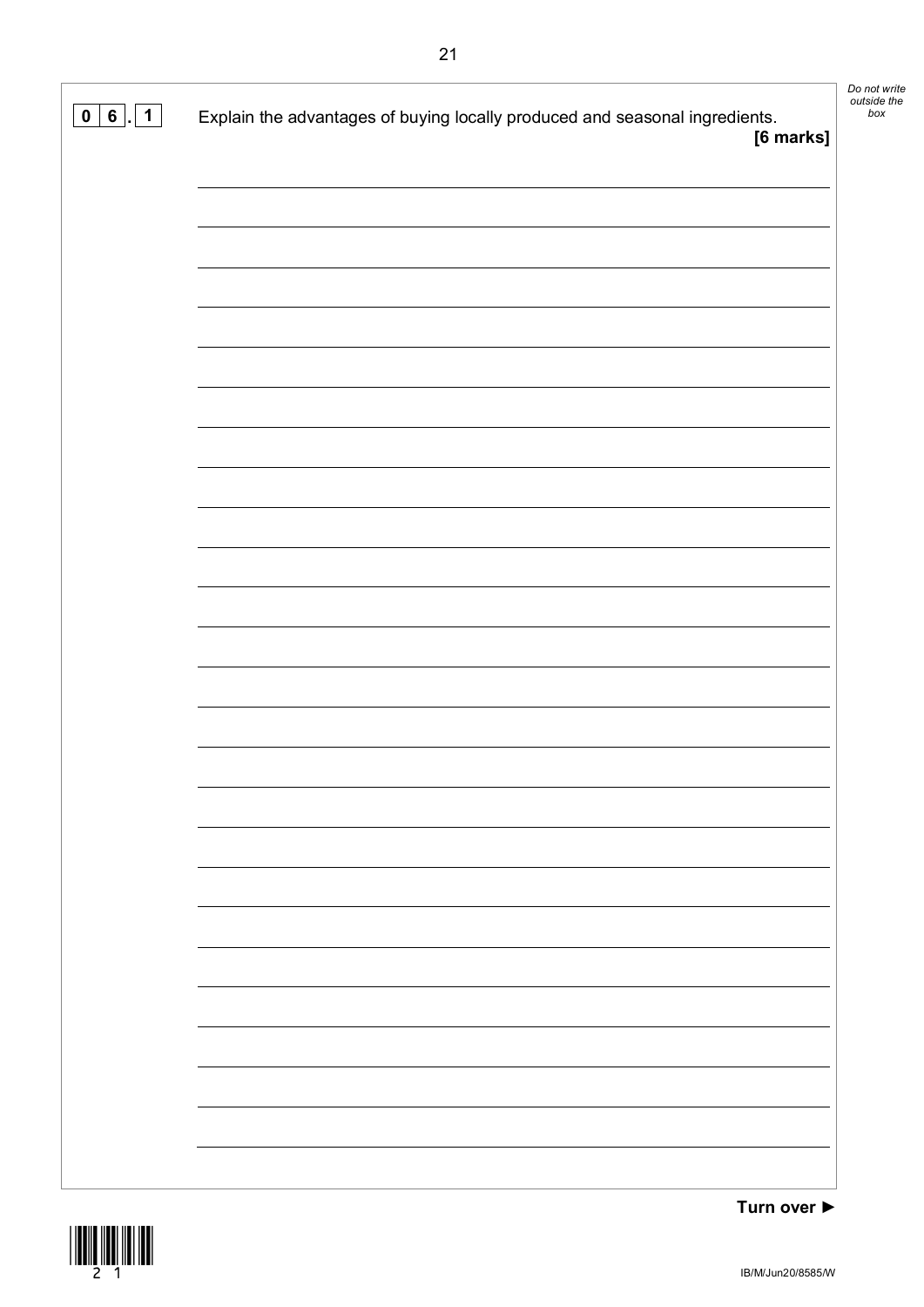**0 6 . 1** Explain the advantages of buying locally produced and seasonal ingredients.

**[6 marks]**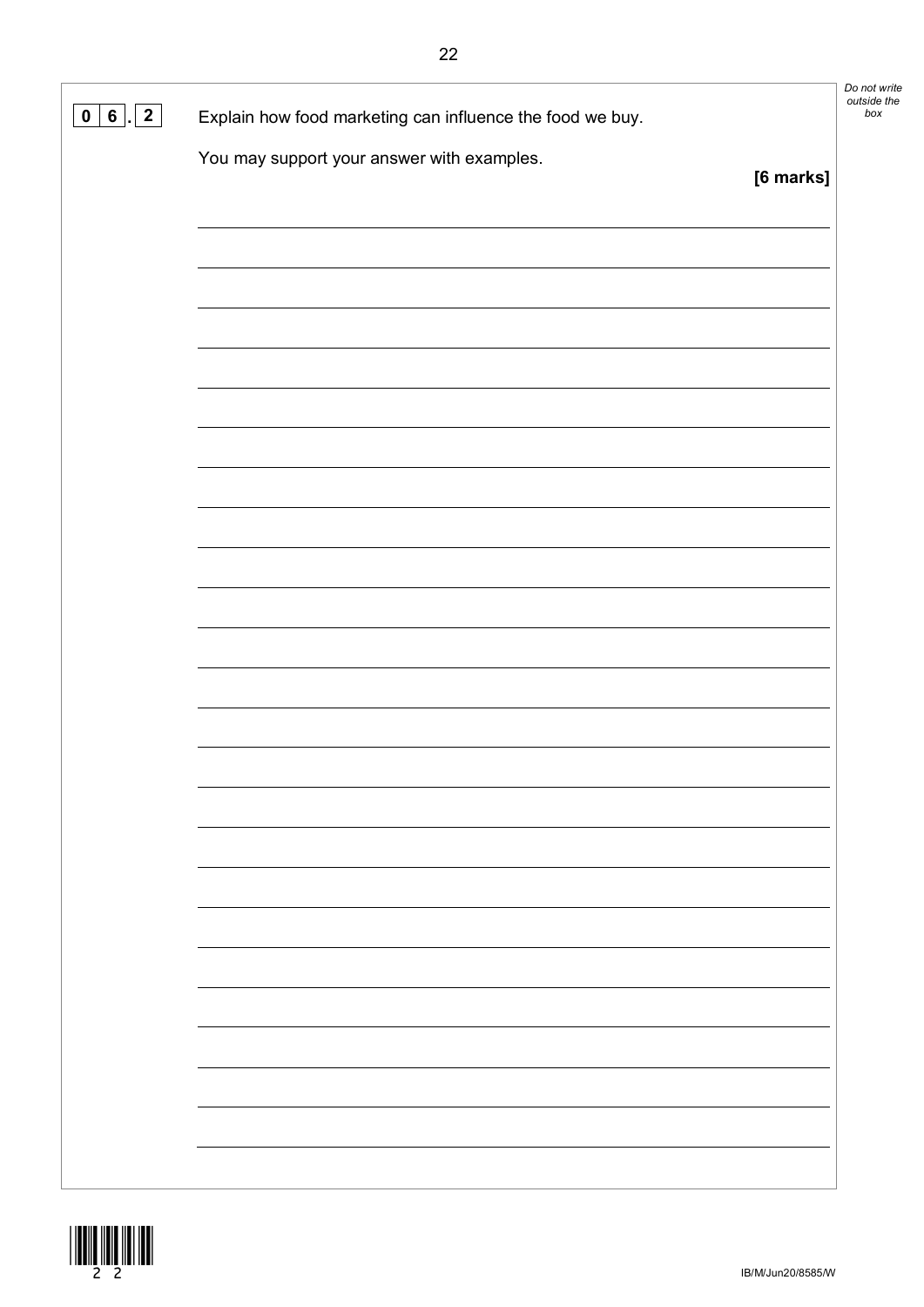**0 6 . 2** Explain how food marketing can influence the food we buy.

You may support your answer with examples.

**[6 marks]**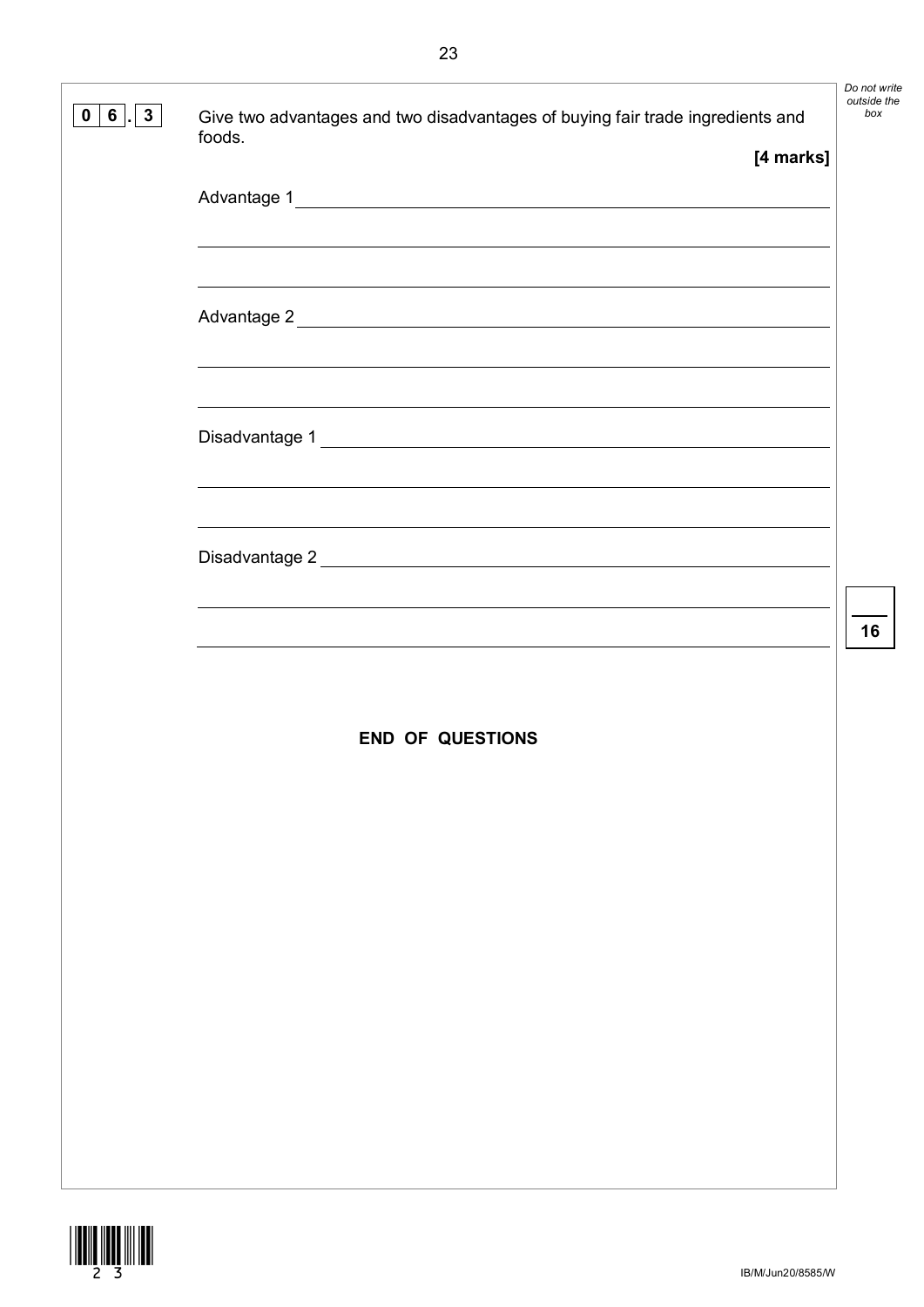**0 6 . 3** Give two advantages and two disadvantages of buying fair trade ingredients and foods.

**[4 marks]**

Advantage 1 ______________________________________________

______________________________________________

______________________________________________

Advantage 2 ______________________________________________

______________________________________________

______________________________________________

Disadvantage 1 ______________________________________________

______________________________________________

______________________________________________

Disadvantage 2 ______________________________________________

______________________________________________

______________________________________________

**16**

**END OF QUESTIONS**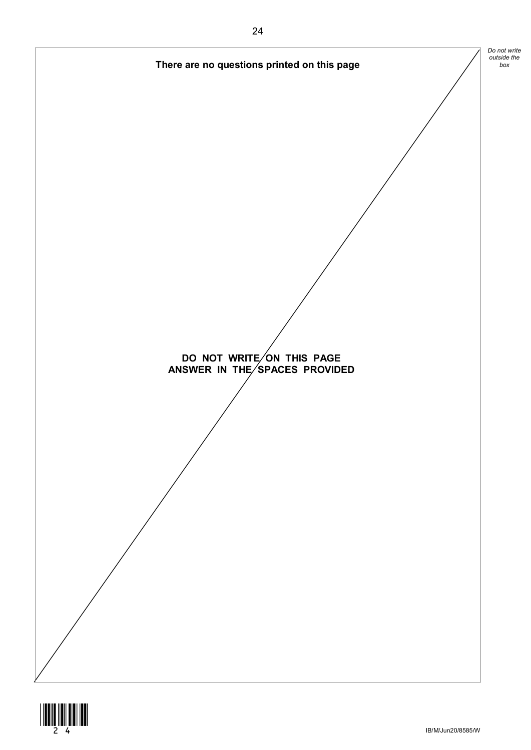**There are no questions printed on this page**

**DO NOT WRITE ON THIS PAGE**
**ANSWER IN THE SPACES PROVIDED**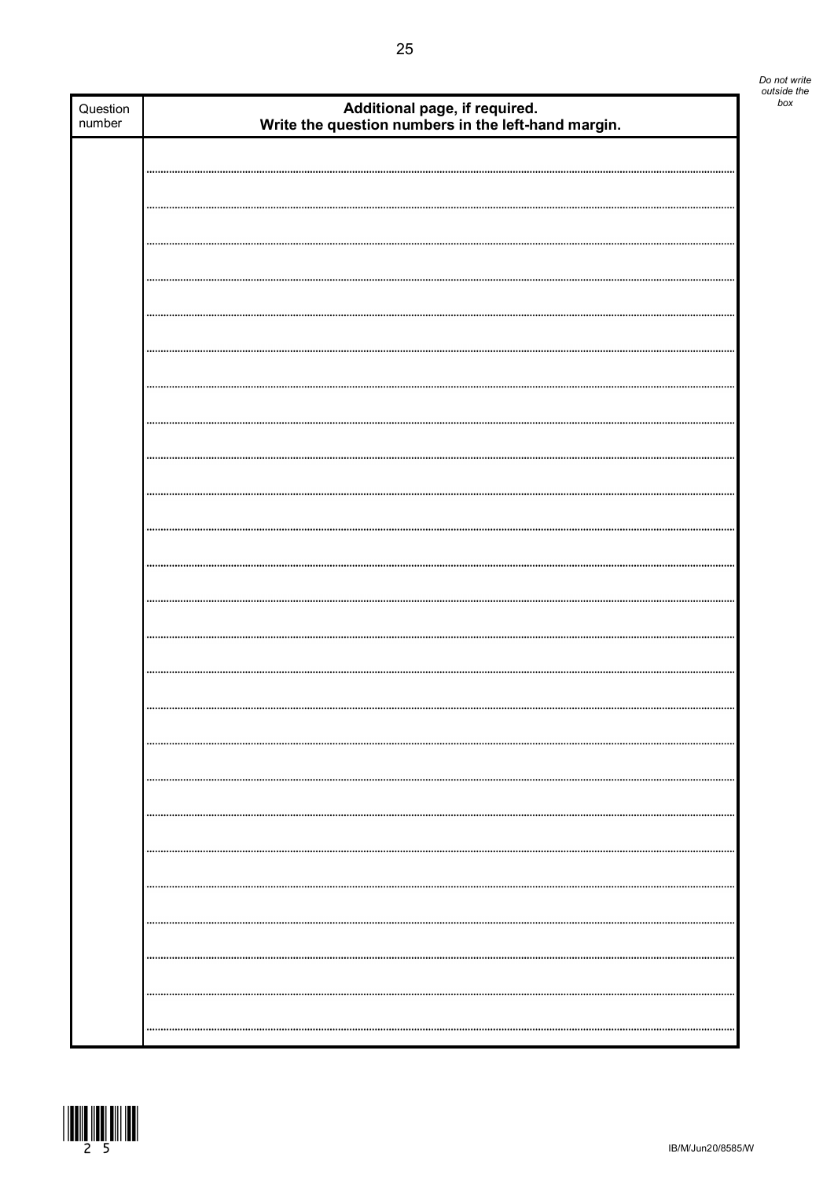*Do not write outside the box*

| Question number | Additional page, if required. Write the question numbers in the left-hand margin. |
| --- | --- |
| | |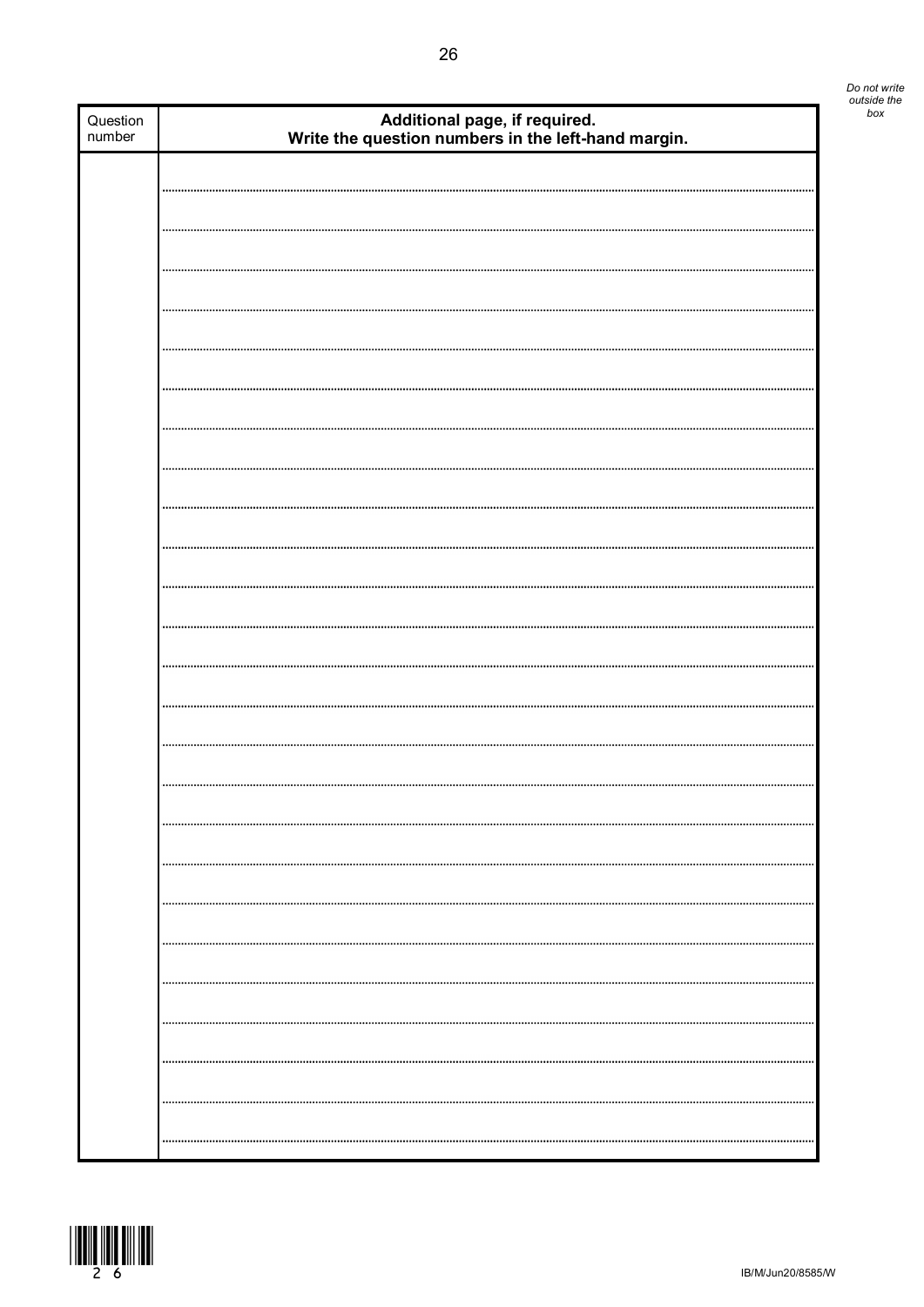| Question number | **Additional page, if required.** **Write the question numbers in the left-hand margin.** |
| --- | --- |
| | |

*Do not write outside the box*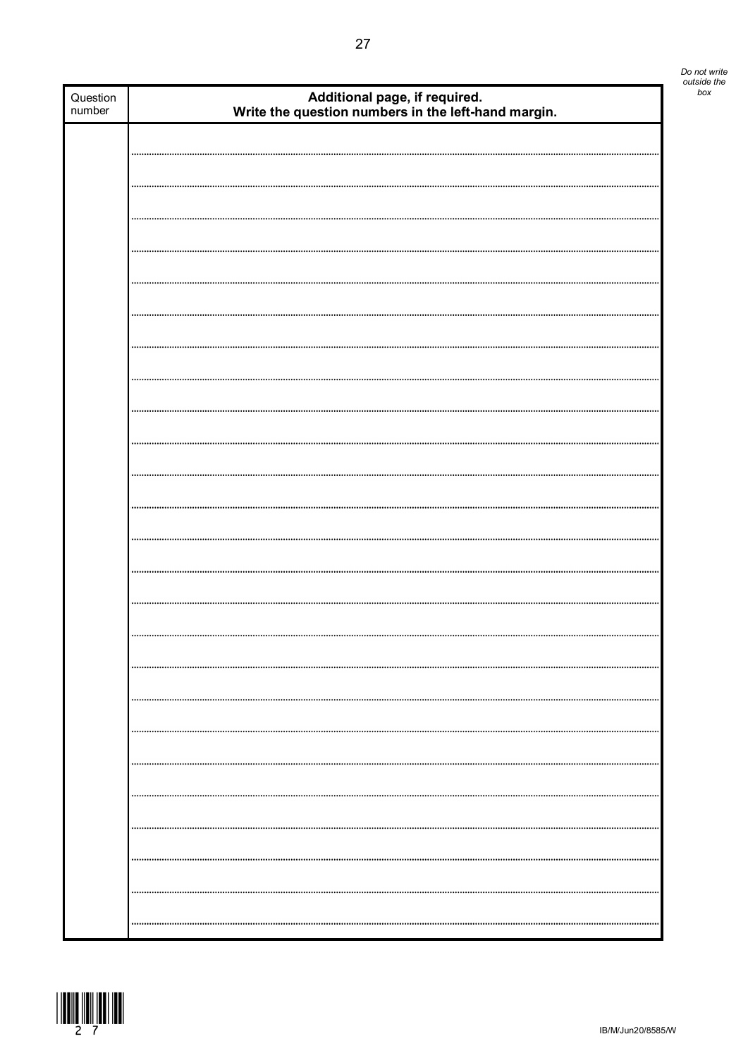| Question number | **Additional page, if required. Write the question numbers in the left-hand margin.** |
|---|---|
| | |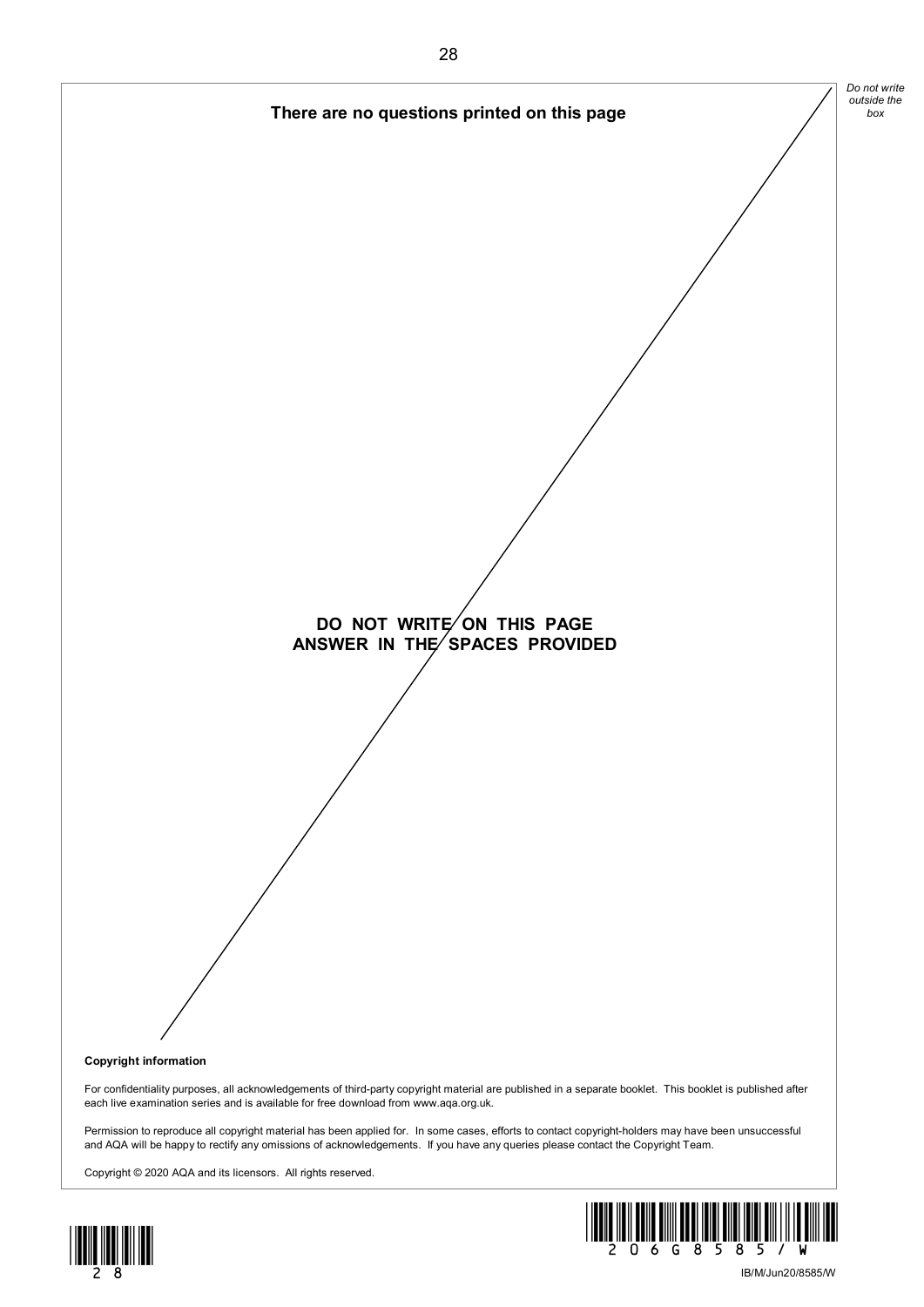**There are no questions printed on this page**

**DO NOT WRITE ON THIS PAGE**
**ANSWER IN THE SPACES PROVIDED**

**Copyright information**

For confidentiality purposes, all acknowledgements of third-party copyright material are published in a separate booklet. This booklet is published after each live examination series and is available for free download from www.aqa.org.uk.

Permission to reproduce all copyright material has been applied for. In some cases, efforts to contact copyright-holders may have been unsuccessful and AQA will be happy to rectify any omissions of acknowledgements. If you have any queries please contact the Copyright Team.

Copyright © 2020 AQA and its licensors. All rights reserved.